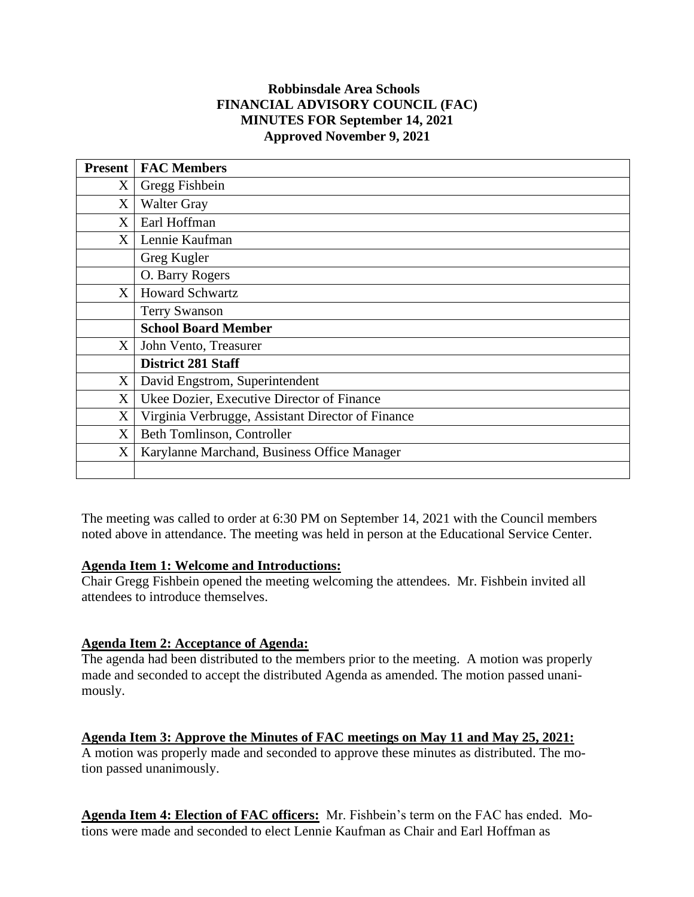**Robbinsdale Area Schools**
**FINANCIAL ADVISORY COUNCIL (FAC)**
**MINUTES FOR September 14, 2021**
**Approved November 9, 2021**

| Present | FAC Members |
|---|---|
| X | Gregg Fishbein |
| X | Walter Gray |
| X | Earl Hoffman |
| X | Lennie Kaufman |
| | Greg Kugler |
| | O. Barry Rogers |
| X | Howard Schwartz |
| | Terry Swanson |
| | **School Board Member** |
| X | John Vento, Treasurer |
| | **District 281 Staff** |
| X | David Engstrom, Superintendent |
| X | Ukee Dozier, Executive Director of Finance |
| X | Virginia Verbrugge, Assistant Director of Finance |
| X | Beth Tomlinson, Controller |
| X | Karylanne Marchand, Business Office Manager |
| | |

The meeting was called to order at 6:30 PM on September 14, 2021 with the Council members noted above in attendance. The meeting was held in person at the Educational Service Center.

**Agenda Item 1: Welcome and Introductions:**
Chair Gregg Fishbein opened the meeting welcoming the attendees. Mr. Fishbein invited all attendees to introduce themselves.

**Agenda Item 2: Acceptance of Agenda:**
The agenda had been distributed to the members prior to the meeting. A motion was properly made and seconded to accept the distributed Agenda as amended. The motion passed unanimously.

**Agenda Item 3: Approve the Minutes of FAC meetings on May 11 and May 25, 2021:**
A motion was properly made and seconded to approve these minutes as distributed. The motion passed unanimously.

**Agenda Item 4: Election of FAC officers:** Mr. Fishbein's term on the FAC has ended. Motions were made and seconded to elect Lennie Kaufman as Chair and Earl Hoffman as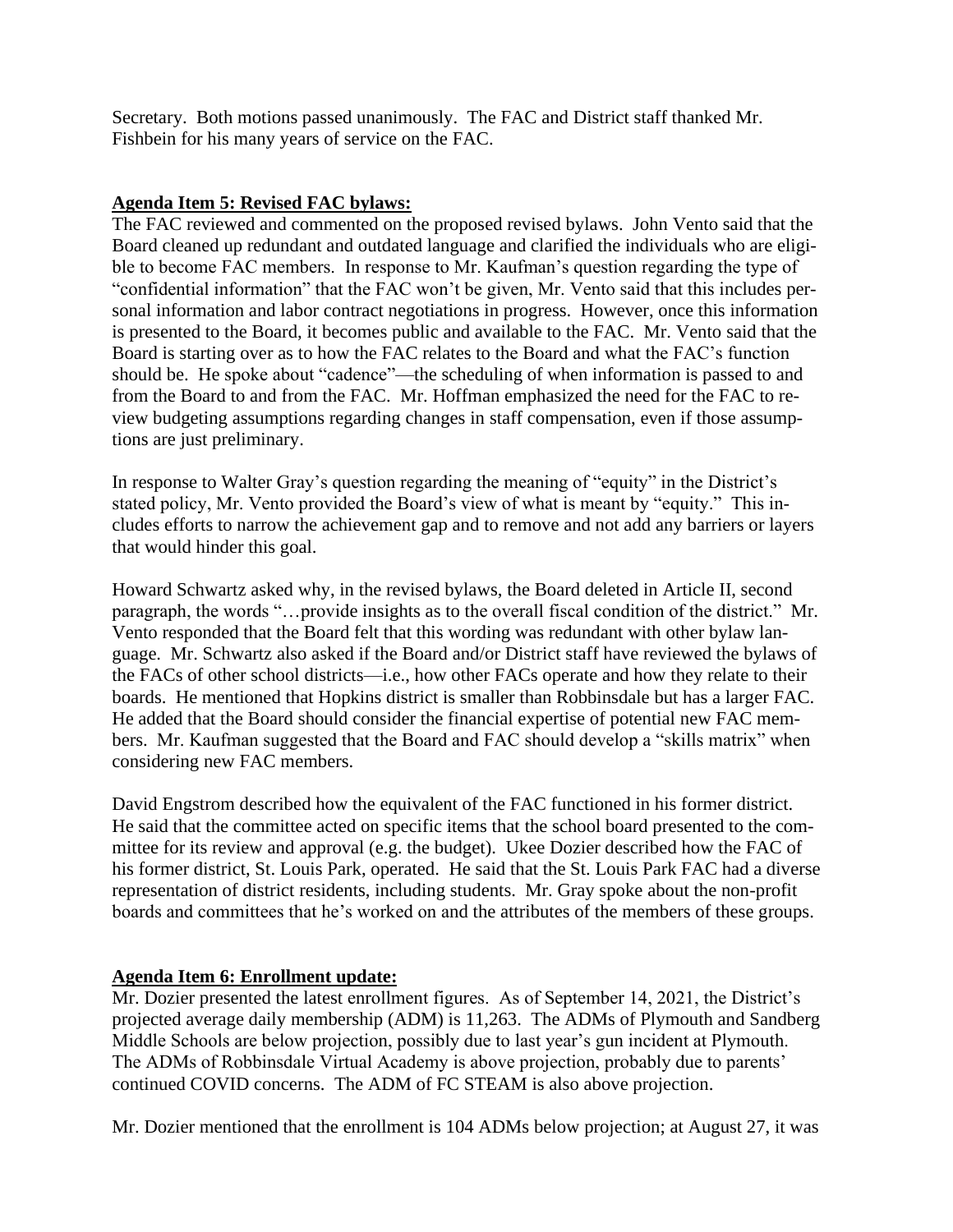Secretary. Both motions passed unanimously. The FAC and District staff thanked Mr. Fishbein for his many years of service on the FAC.

**Agenda Item 5: Revised FAC bylaws:**

The FAC reviewed and commented on the proposed revised bylaws. John Vento said that the Board cleaned up redundant and outdated language and clarified the individuals who are eligible to become FAC members. In response to Mr. Kaufman's question regarding the type of "confidential information" that the FAC won't be given, Mr. Vento said that this includes personal information and labor contract negotiations in progress. However, once this information is presented to the Board, it becomes public and available to the FAC. Mr. Vento said that the Board is starting over as to how the FAC relates to the Board and what the FAC's function should be. He spoke about "cadence"—the scheduling of when information is passed to and from the Board to and from the FAC. Mr. Hoffman emphasized the need for the FAC to review budgeting assumptions regarding changes in staff compensation, even if those assumptions are just preliminary.

In response to Walter Gray's question regarding the meaning of "equity" in the District's stated policy, Mr. Vento provided the Board's view of what is meant by "equity." This includes efforts to narrow the achievement gap and to remove and not add any barriers or layers that would hinder this goal.

Howard Schwartz asked why, in the revised bylaws, the Board deleted in Article II, second paragraph, the words "…provide insights as to the overall fiscal condition of the district." Mr. Vento responded that the Board felt that this wording was redundant with other bylaw language. Mr. Schwartz also asked if the Board and/or District staff have reviewed the bylaws of the FACs of other school districts—i.e., how other FACs operate and how they relate to their boards. He mentioned that Hopkins district is smaller than Robbinsdale but has a larger FAC. He added that the Board should consider the financial expertise of potential new FAC members. Mr. Kaufman suggested that the Board and FAC should develop a "skills matrix" when considering new FAC members.

David Engstrom described how the equivalent of the FAC functioned in his former district. He said that the committee acted on specific items that the school board presented to the committee for its review and approval (e.g. the budget). Ukee Dozier described how the FAC of his former district, St. Louis Park, operated. He said that the St. Louis Park FAC had a diverse representation of district residents, including students. Mr. Gray spoke about the non-profit boards and committees that he's worked on and the attributes of the members of these groups.

**Agenda Item 6: Enrollment update:**

Mr. Dozier presented the latest enrollment figures. As of September 14, 2021, the District's projected average daily membership (ADM) is 11,263. The ADMs of Plymouth and Sandberg Middle Schools are below projection, possibly due to last year's gun incident at Plymouth. The ADMs of Robbinsdale Virtual Academy is above projection, probably due to parents' continued COVID concerns. The ADM of FC STEAM is also above projection.

Mr. Dozier mentioned that the enrollment is 104 ADMs below projection; at August 27, it was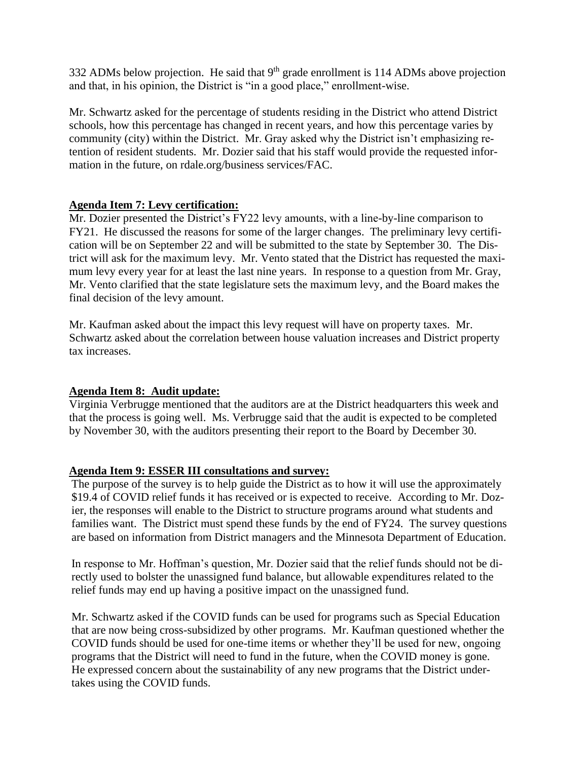332 ADMs below projection. He said that 9th grade enrollment is 114 ADMs above projection and that, in his opinion, the District is "in a good place," enrollment-wise.

Mr. Schwartz asked for the percentage of students residing in the District who attend District schools, how this percentage has changed in recent years, and how this percentage varies by community (city) within the District. Mr. Gray asked why the District isn't emphasizing retention of resident students. Mr. Dozier said that his staff would provide the requested information in the future, on rdale.org/business services/FAC.

**Agenda Item 7: Levy certification:**

Mr. Dozier presented the District's FY22 levy amounts, with a line-by-line comparison to FY21. He discussed the reasons for some of the larger changes. The preliminary levy certification will be on September 22 and will be submitted to the state by September 30. The District will ask for the maximum levy. Mr. Vento stated that the District has requested the maximum levy every year for at least the last nine years. In response to a question from Mr. Gray, Mr. Vento clarified that the state legislature sets the maximum levy, and the Board makes the final decision of the levy amount.

Mr. Kaufman asked about the impact this levy request will have on property taxes. Mr. Schwartz asked about the correlation between house valuation increases and District property tax increases.

**Agenda Item 8: Audit update:**

Virginia Verbrugge mentioned that the auditors are at the District headquarters this week and that the process is going well. Ms. Verbrugge said that the audit is expected to be completed by November 30, with the auditors presenting their report to the Board by December 30.

**Agenda Item 9: ESSER III consultations and survey:**

The purpose of the survey is to help guide the District as to how it will use the approximately \$19.4 of COVID relief funds it has received or is expected to receive. According to Mr. Dozier, the responses will enable to the District to structure programs around what students and families want. The District must spend these funds by the end of FY24. The survey questions are based on information from District managers and the Minnesota Department of Education.

In response to Mr. Hoffman's question, Mr. Dozier said that the relief funds should not be directly used to bolster the unassigned fund balance, but allowable expenditures related to the relief funds may end up having a positive impact on the unassigned fund.

Mr. Schwartz asked if the COVID funds can be used for programs such as Special Education that are now being cross-subsidized by other programs. Mr. Kaufman questioned whether the COVID funds should be used for one-time items or whether they'll be used for new, ongoing programs that the District will need to fund in the future, when the COVID money is gone. He expressed concern about the sustainability of any new programs that the District undertakes using the COVID funds.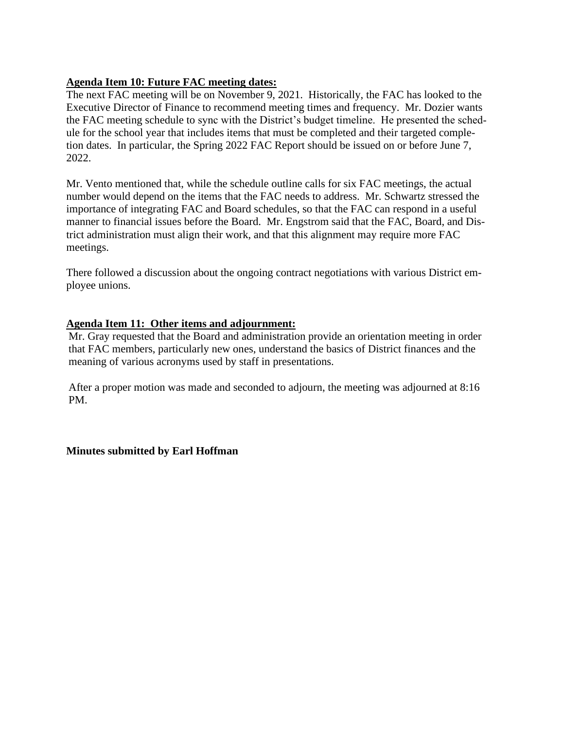**Agenda Item 10: Future FAC meeting dates:**

The next FAC meeting will be on November 9, 2021. Historically, the FAC has looked to the Executive Director of Finance to recommend meeting times and frequency. Mr. Dozier wants the FAC meeting schedule to sync with the District's budget timeline. He presented the schedule for the school year that includes items that must be completed and their targeted completion dates. In particular, the Spring 2022 FAC Report should be issued on or before June 7, 2022.

Mr. Vento mentioned that, while the schedule outline calls for six FAC meetings, the actual number would depend on the items that the FAC needs to address. Mr. Schwartz stressed the importance of integrating FAC and Board schedules, so that the FAC can respond in a useful manner to financial issues before the Board. Mr. Engstrom said that the FAC, Board, and District administration must align their work, and that this alignment may require more FAC meetings.

There followed a discussion about the ongoing contract negotiations with various District employee unions.

**Agenda Item 11: Other items and adjournment:**

Mr. Gray requested that the Board and administration provide an orientation meeting in order that FAC members, particularly new ones, understand the basics of District finances and the meaning of various acronyms used by staff in presentations.

After a proper motion was made and seconded to adjourn, the meeting was adjourned at 8:16 PM.

**Minutes submitted by Earl Hoffman**